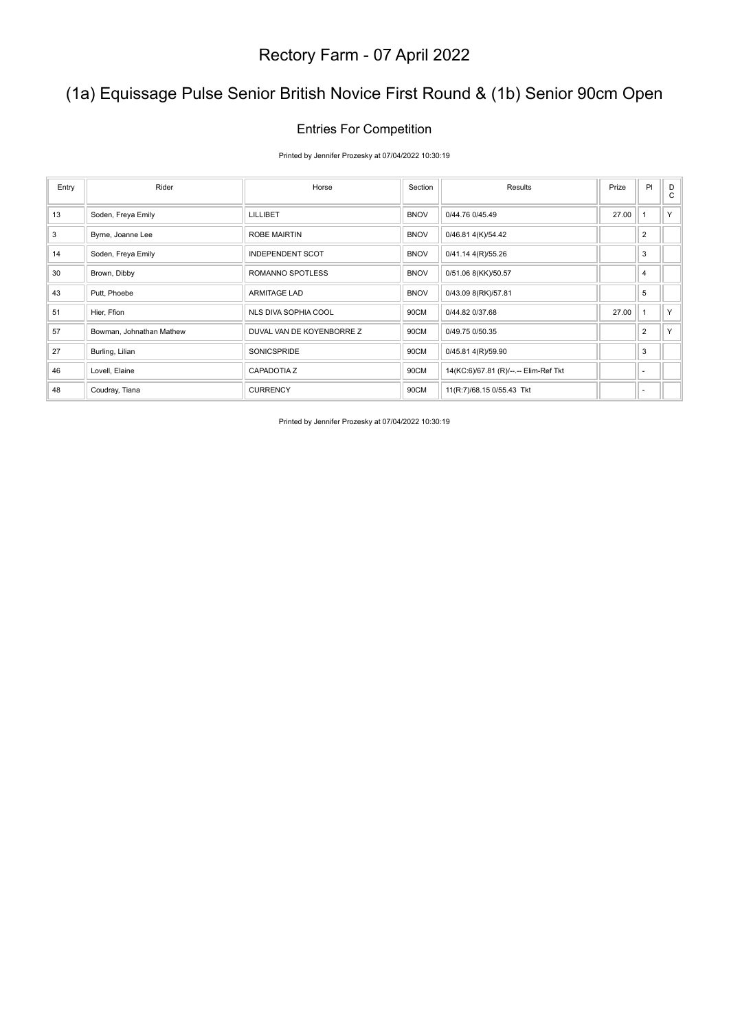# Rectory Farm - 07 April 2022

## (1a) Equissage Pulse Senior British Novice First Round & (1b) Senior 90cm Open

### Entries For Competition

Printed by Jennifer Prozesky at 07/04/2022 10:30:19

| Entry | Rider | Horse | Section | Results | Prize | Pl | D C |
|---|---|---|---|---|---|---|---|
| 13 | Soden, Freya Emily | LILLIBET | BNOV | 0/44.76 0/45.49 | 27.00 | 1 | Y |
| 3 | Byrne, Joanne Lee | ROBE MAIRTIN | BNOV | 0/46.81 4(K)/54.42 | | 2 | |
| 14 | Soden, Freya Emily | INDEPENDENT SCOT | BNOV | 0/41.14 4(R)/55.26 | | 3 | |
| 30 | Brown, Dibby | ROMANNO SPOTLESS | BNOV | 0/51.06 8(KK)/50.57 | | 4 | |
| 43 | Putt, Phoebe | ARMITAGE LAD | BNOV | 0/43.09 8(RK)/57.81 | | 5 | |
| 51 | Hier, Ffion | NLS DIVA SOPHIA COOL | 90CM | 0/44.82 0/37.68 | 27.00 | 1 | Y |
| 57 | Bowman, Johnathan Mathew | DUVAL VAN DE KOYENBORRE Z | 90CM | 0/49.75 0/50.35 | | 2 | Y |
| 27 | Burling, Lilian | SONICSPRIDE | 90CM | 0/45.81 4(R)/59.90 | | 3 | |
| 46 | Lovell, Elaine | CAPADOTIA Z | 90CM | 14(KC:6)/67.81 (R)/--.-- Elim-Ref Tkt | | - | |
| 48 | Coudray, Tiana | CURRENCY | 90CM | 11(R:7)/68.15 0/55.43 Tkt | | - | |

Printed by Jennifer Prozesky at 07/04/2022 10:30:19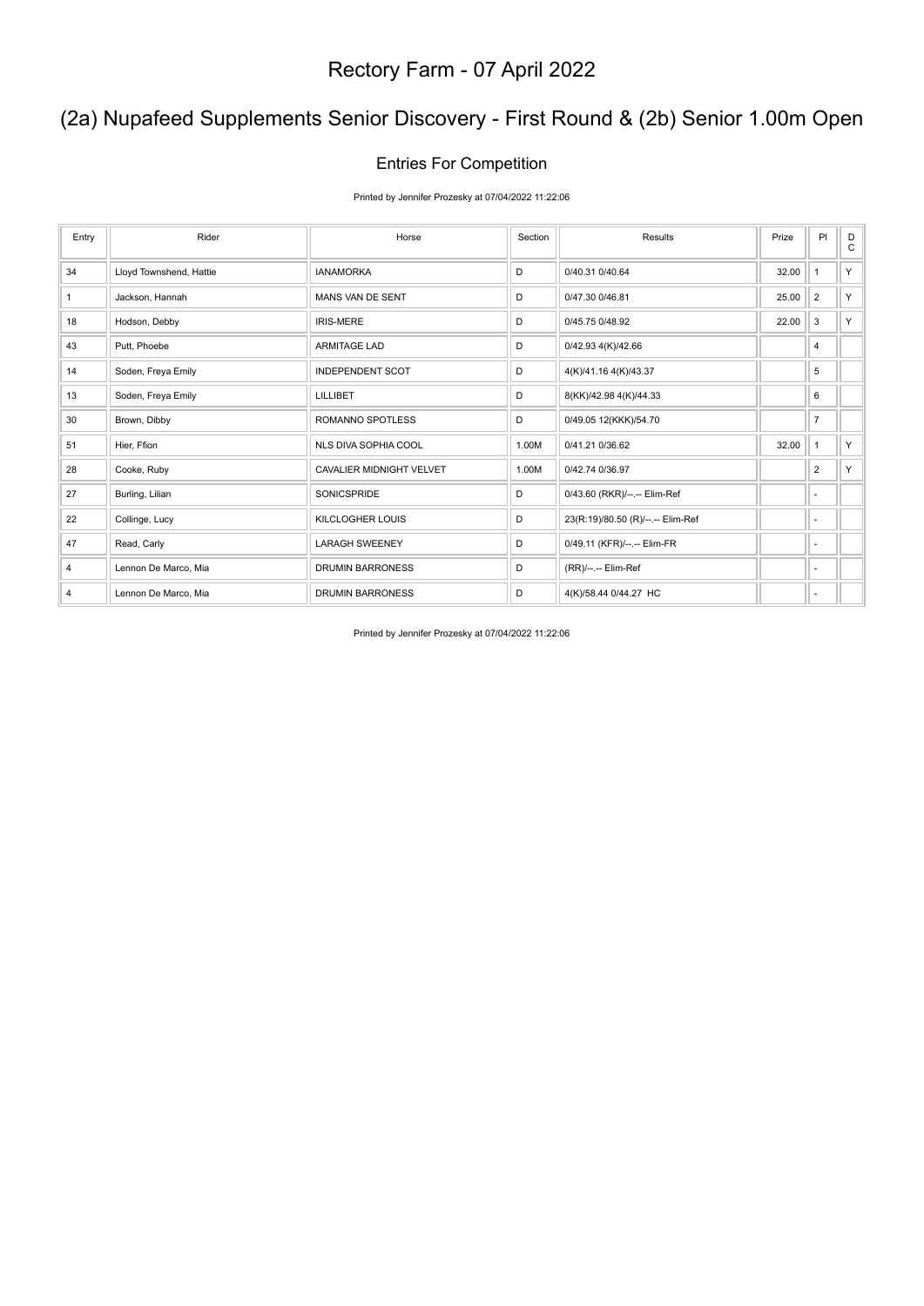# Rectory Farm - 07 April 2022

## (2a) Nupafeed Supplements Senior Discovery - First Round & (2b) Senior 1.00m Open

### Entries For Competition

Printed by Jennifer Prozesky at 07/04/2022 11:22:06

| Entry | Rider | Horse | Section | Results | Prize | Pl | DC |
|---|---|---|---|---|---|---|---|
| 34 | Lloyd Townshend, Hattie | IANAMORKA | D | 0/40.31 0/40.64 | 32.00 | 1 | Y |
| 1 | Jackson, Hannah | MANS VAN DE SENT | D | 0/47.30 0/46.81 | 25.00 | 2 | Y |
| 18 | Hodson, Debby | IRIS-MERE | D | 0/45.75 0/48.92 | 22.00 | 3 | Y |
| 43 | Putt, Phoebe | ARMITAGE LAD | D | 0/42.93 4(K)/42.66 | | 4 | |
| 14 | Soden, Freya Emily | INDEPENDENT SCOT | D | 4(K)/41.16 4(K)/43.37 | | 5 | |
| 13 | Soden, Freya Emily | LILLIBET | D | 8(KK)/42.98 4(K)/44.33 | | 6 | |
| 30 | Brown, Dibby | ROMANNO SPOTLESS | D | 0/49.05 12(KKK)/54.70 | | 7 | |
| 51 | Hier, Ffion | NLS DIVA SOPHIA COOL | 1.00M | 0/41.21 0/36.62 | 32.00 | 1 | Y |
| 28 | Cooke, Ruby | CAVALIER MIDNIGHT VELVET | 1.00M | 0/42.74 0/36.97 | | 2 | Y |
| 27 | Burling, Lilian | SONICSPRIDE | D | 0/43.60 (RKR)/--.-- Elim-Ref | | - | |
| 22 | Collinge, Lucy | KILCLOGHER LOUIS | D | 23(R:19)/80.50 (R)/--.-- Elim-Ref | | - | |
| 47 | Read, Carly | LARAGH SWEENEY | D | 0/49.11 (KFR)/--.-- Elim-FR | | - | |
| 4 | Lennon De Marco, Mia | DRUMIN BARRONESS | D | (RR)/--.-- Elim-Ref | | - | |
| 4 | Lennon De Marco, Mia | DRUMIN BARRONESS | D | 4(K)/58.44 0/44.27 HC | | - | |

Printed by Jennifer Prozesky at 07/04/2022 11:22:06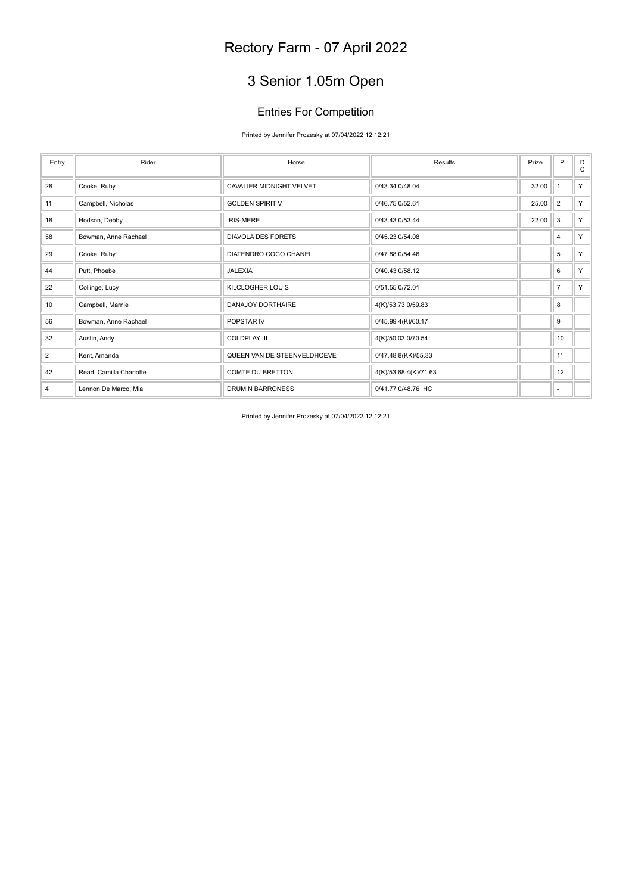# Rectory Farm - 07 April 2022

## 3 Senior 1.05m Open

### Entries For Competition

Printed by Jennifer Prozesky at 07/04/2022 12:12:21

| Entry | Rider | Horse | Results | Prize | Pl | D C |
|---|---|---|---|---|---|---|
| 28 | Cooke, Ruby | CAVALIER MIDNIGHT VELVET | 0/43.34 0/48.04 | 32.00 | 1 | Y |
| 11 | Campbell, Nicholas | GOLDEN SPIRIT V | 0/46.75 0/52.61 | 25.00 | 2 | Y |
| 18 | Hodson, Debby | IRIS-MERE | 0/43.43 0/53.44 | 22.00 | 3 | Y |
| 58 | Bowman, Anne Rachael | DIAVOLA DES FORETS | 0/45.23 0/54.08 | | 4 | Y |
| 29 | Cooke, Ruby | DIATENDRO COCO CHANEL | 0/47.88 0/54.46 | | 5 | Y |
| 44 | Putt, Phoebe | JALEXIA | 0/40.43 0/58.12 | | 6 | Y |
| 22 | Collinge, Lucy | KILCLOGHER LOUIS | 0/51.55 0/72.01 | | 7 | Y |
| 10 | Campbell, Marnie | DANAJOY DORTHAIRE | 4(K)/53.73 0/59.83 | | 8 | |
| 56 | Bowman, Anne Rachael | POPSTAR IV | 0/45.99 4(K)/60.17 | | 9 | |
| 32 | Austin, Andy | COLDPLAY III | 4(K)/50.03 0/70.54 | | 10 | |
| 2 | Kent, Amanda | QUEEN VAN DE STEENVELDHOEVE | 0/47.48 8(KK)/55.33 | | 11 | |
| 42 | Read, Camilla Charlotte | COMTE DU BRETTON | 4(K)/53.68 4(K)/71.63 | | 12 | |
| 4 | Lennon De Marco, Mia | DRUMIN BARRONESS | 0/41.77 0/48.76 HC | | - | |

Printed by Jennifer Prozesky at 07/04/2022 12:12:21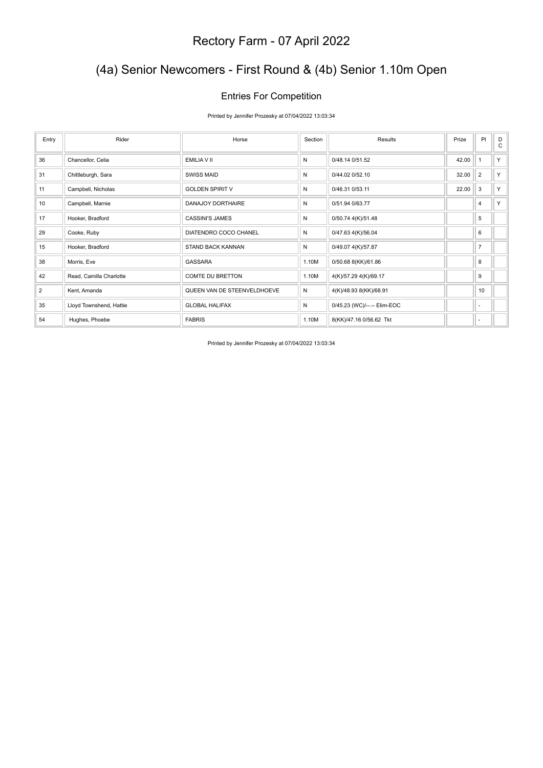# Rectory Farm - 07 April 2022

## (4a) Senior Newcomers - First Round & (4b) Senior 1.10m Open

### Entries For Competition

Printed by Jennifer Prozesky at 07/04/2022 13:03:34

| Entry | Rider | Horse | Section | Results | Prize | Pl | DC |
|---|---|---|---|---|---|---|---|
| 36 | Chancellor, Celia | EMILIA V II | N | 0/48.14 0/51.52 | 42.00 | 1 | Y |
| 31 | Chittleburgh, Sara | SWISS MAID | N | 0/44.02 0/52.10 | 32.00 | 2 | Y |
| 11 | Campbell, Nicholas | GOLDEN SPIRIT V | N | 0/46.31 0/53.11 | 22.00 | 3 | Y |
| 10 | Campbell, Marnie | DANAJOY DORTHAIRE | N | 0/51.94 0/63.77 | | 4 | Y |
| 17 | Hooker, Bradford | CASSINI'S JAMES | N | 0/50.74 4(K)/51.48 | | 5 | |
| 29 | Cooke, Ruby | DIATENDRO COCO CHANEL | N | 0/47.63 4(K)/56.04 | | 6 | |
| 15 | Hooker, Bradford | STAND BACK KANNAN | N | 0/49.07 4(K)/57.87 | | 7 | |
| 38 | Morris, Eve | GASSARA | 1.10M | 0/50.68 8(KK)/61.86 | | 8 | |
| 42 | Read, Camilla Charlotte | COMTE DU BRETTON | 1.10M | 4(K)/57.29 4(K)/69.17 | | 9 | |
| 2 | Kent, Amanda | QUEEN VAN DE STEENVELDHOEVE | N | 4(K)/48.93 8(KK)/68.91 | | 10 | |
| 35 | Lloyd Townshend, Hattie | GLOBAL HALIFAX | N | 0/45.23 (WC)/--.-- Elim-EOC | | - | |
| 54 | Hughes, Phoebe | FABRIS | 1.10M | 8(KK)/47.16 0/56.62 Tkt | | - | |

Printed by Jennifer Prozesky at 07/04/2022 13:03:34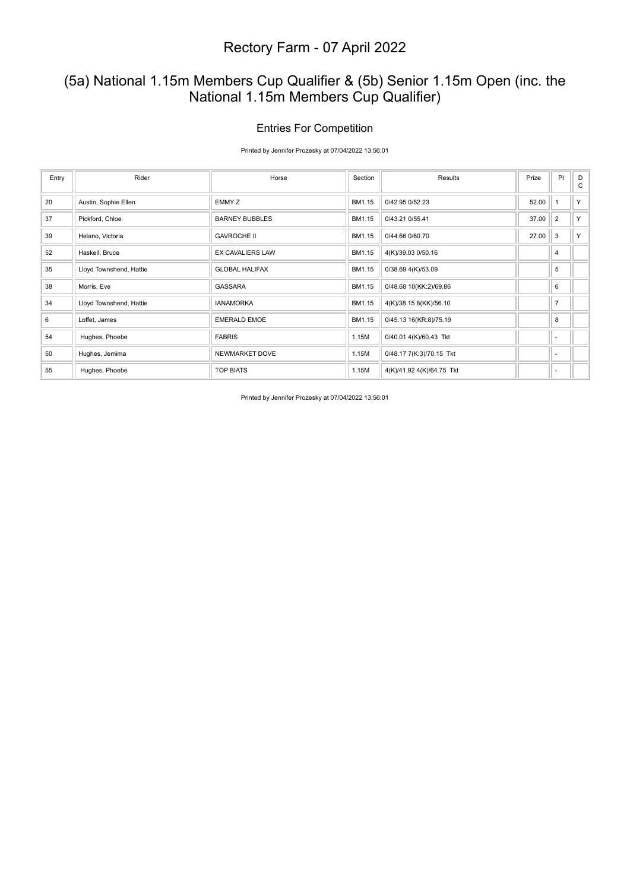# Rectory Farm - 07 April 2022

## (5a) National 1.15m Members Cup Qualifier & (5b) Senior 1.15m Open (inc. the National 1.15m Members Cup Qualifier)

### Entries For Competition

Printed by Jennifer Prozesky at 07/04/2022 13:56:01

| Entry | Rider | Horse | Section | Results | Prize | Pl | DC |
|---|---|---|---|---|---|---|---|
| 20 | Austin, Sophie Ellen | EMMY Z | BM1.15 | 0/42.95 0/52.23 | 52.00 | 1 | Y |
| 37 | Pickford, Chloe | BARNEY BUBBLES | BM1.15 | 0/43.21 0/55.41 | 37.00 | 2 | Y |
| 39 | Helano, Victoria | GAVROCHE II | BM1.15 | 0/44.66 0/60.70 | 27.00 | 3 | Y |
| 52 | Haskell, Bruce | EX CAVALIERS LAW | BM1.15 | 4(K)/39.03 0/50.16 | | 4 | |
| 35 | Lloyd Townshend, Hattie | GLOBAL HALIFAX | BM1.15 | 0/38.69 4(K)/53.09 | | 5 | |
| 38 | Morris, Eve | GASSARA | BM1.15 | 0/48.68 10(KK:2)/69.86 | | 6 | |
| 34 | Lloyd Townshend, Hattie | IANAMORKA | BM1.15 | 4(K)/38.15 8(KK)/56.10 | | 7 | |
| 6 | Loffet, James | EMERALD EMOE | BM1.15 | 0/45.13 16(KR:8)/75.19 | | 8 | |
| 54 | Hughes, Phoebe | FABRIS | 1.15M | 0/40.01 4(K)/60.43 Tkt | | - | |
| 50 | Hughes, Jemima | NEWMARKET DOVE | 1.15M | 0/48.17 7(K:3)/70.15 Tkt | | - | |
| 55 | Hughes, Phoebe | TOP BIATS | 1.15M | 4(K)/41.92 4(K)/64.75 Tkt | | - | |

Printed by Jennifer Prozesky at 07/04/2022 13:56:01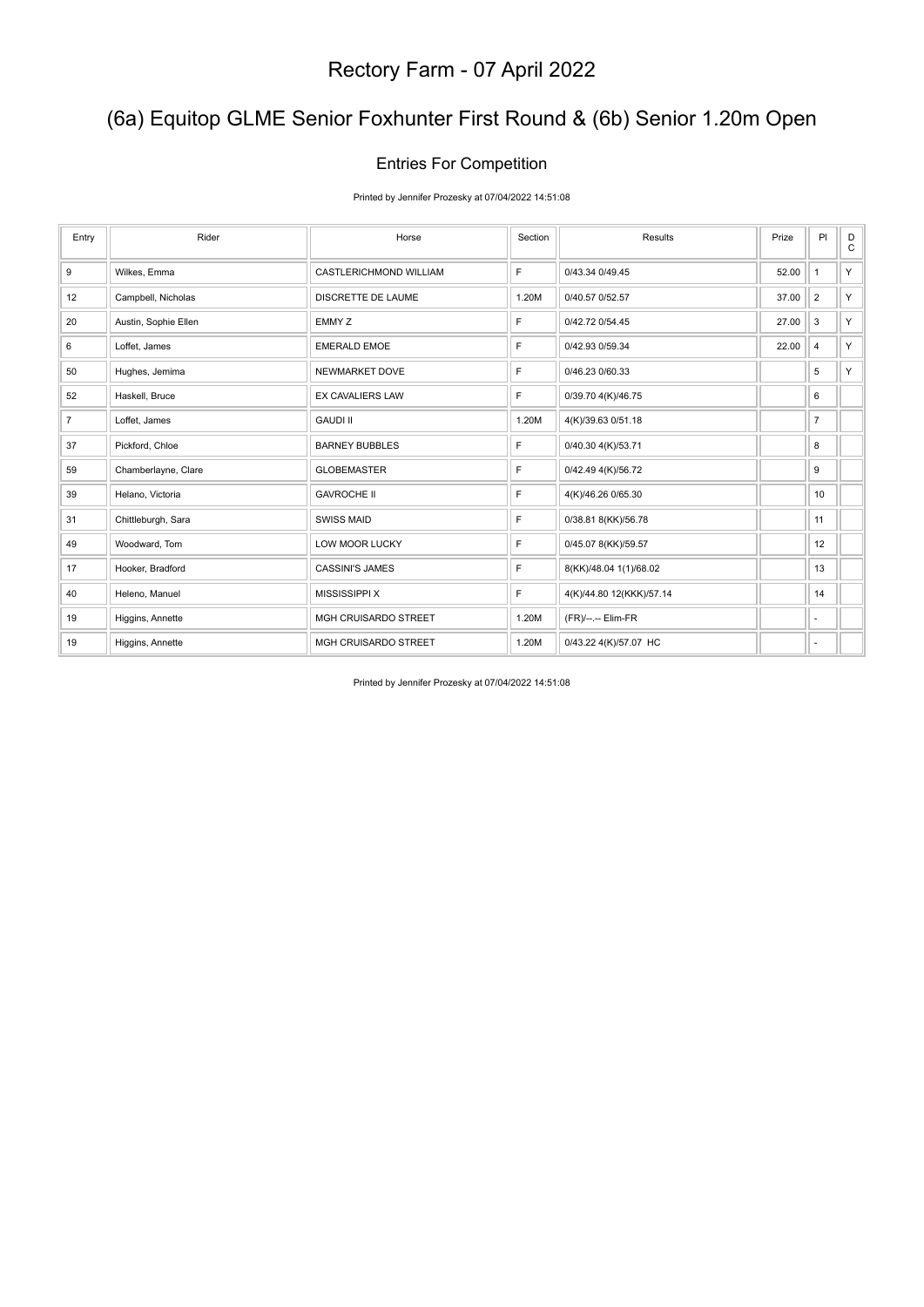# Rectory Farm - 07 April 2022

## (6a) Equitop GLME Senior Foxhunter First Round & (6b) Senior 1.20m Open

### Entries For Competition

Printed by Jennifer Prozesky at 07/04/2022 14:51:08

| Entry | Rider | Horse | Section | Results | Prize | Pl | DC |
|---|---|---|---|---|---|---|---|
| 9 | Wilkes, Emma | CASTLERICHMOND WILLIAM | F | 0/43.34 0/49.45 | 52.00 | 1 | Y |
| 12 | Campbell, Nicholas | DISCRETTE DE LAUME | 1.20M | 0/40.57 0/52.57 | 37.00 | 2 | Y |
| 20 | Austin, Sophie Ellen | EMMY Z | F | 0/42.72 0/54.45 | 27.00 | 3 | Y |
| 6 | Loffet, James | EMERALD EMOE | F | 0/42.93 0/59.34 | 22.00 | 4 | Y |
| 50 | Hughes, Jemima | NEWMARKET DOVE | F | 0/46.23 0/60.33 | | 5 | Y |
| 52 | Haskell, Bruce | EX CAVALIERS LAW | F | 0/39.70 4(K)/46.75 | | 6 | |
| 7 | Loffet, James | GAUDI II | 1.20M | 4(K)/39.63 0/51.18 | | 7 | |
| 37 | Pickford, Chloe | BARNEY BUBBLES | F | 0/40.30 4(K)/53.71 | | 8 | |
| 59 | Chamberlayne, Clare | GLOBEMASTER | F | 0/42.49 4(K)/56.72 | | 9 | |
| 39 | Helano, Victoria | GAVROCHE II | F | 4(K)/46.26 0/65.30 | | 10 | |
| 31 | Chittleburgh, Sara | SWISS MAID | F | 0/38.81 8(KK)/56.78 | | 11 | |
| 49 | Woodward, Tom | LOW MOOR LUCKY | F | 0/45.07 8(KK)/59.57 | | 12 | |
| 17 | Hooker, Bradford | CASSINI'S JAMES | F | 8(KK)/48.04 1(1)/68.02 | | 13 | |
| 40 | Heleno, Manuel | MISSISSIPPI X | F | 4(K)/44.80 12(KKK)/57.14 | | 14 | |
| 19 | Higgins, Annette | MGH CRUISARDO STREET | 1.20M | (FR)/--.-- Elim-FR | | - | |
| 19 | Higgins, Annette | MGH CRUISARDO STREET | 1.20M | 0/43.22 4(K)/57.07 HC | | - | |

Printed by Jennifer Prozesky at 07/04/2022 14:51:08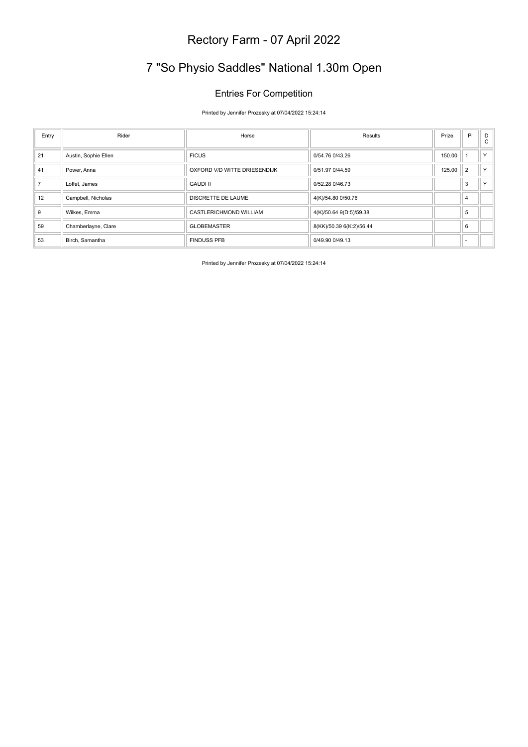# Rectory Farm - 07 April 2022

## 7 "So Physio Saddles" National 1.30m Open

### Entries For Competition

Printed by Jennifer Prozesky at 07/04/2022 15:24:14

| Entry | Rider | Horse | Results | Prize | Pl | DC |
|---|---|---|---|---|---|---|
| 21 | Austin, Sophie Ellen | FICUS | 0/54.76 0/43.26 | 150.00 | 1 | Y |
| 41 | Power, Anna | OXFORD V/D WITTE DRIESENDIJK | 0/51.97 0/44.59 | 125.00 | 2 | Y |
| 7 | Loffet, James | GAUDI II | 0/52.28 0/46.73 | | 3 | Y |
| 12 | Campbell, Nicholas | DISCRETTE DE LAUME | 4(K)/54.80 0/50.76 | | 4 | |
| 9 | Wilkes, Emma | CASTLERICHMOND WILLIAM | 4(K)/50.64 9(D:5)/59.38 | | 5 | |
| 59 | Chamberlayne, Clare | GLOBEMASTER | 8(KK)/50.39 6(K:2)/56.44 | | 6 | |
| 53 | Birch, Samantha | FINDUSS PFB | 0/49.90 0/49.13 | | - | |

Printed by Jennifer Prozesky at 07/04/2022 15:24:14